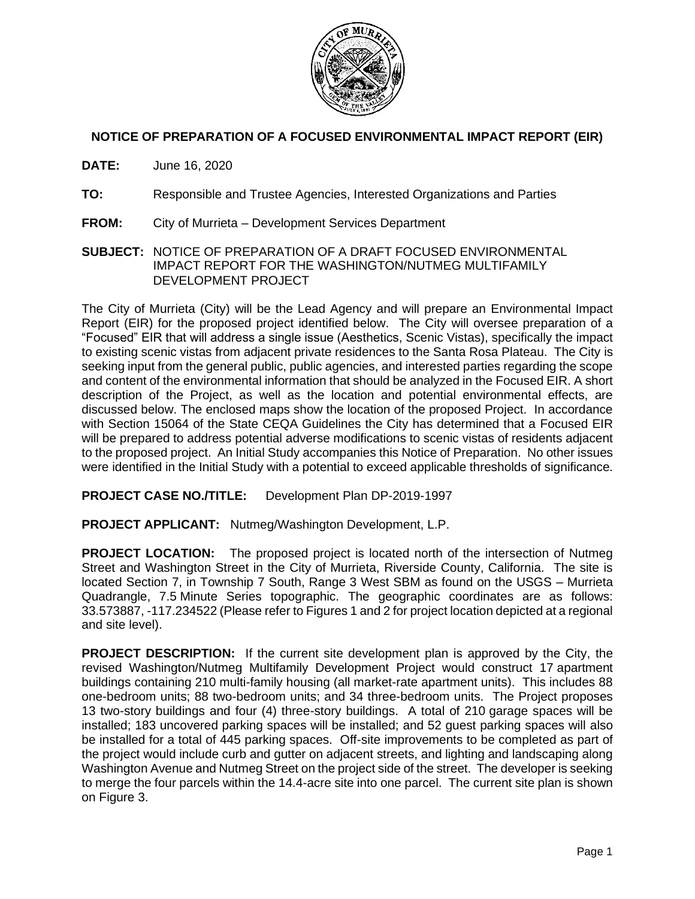## NOTICE OF PREPARATION OF A FOCUSED ENVIRONMENTAL IMPACT REPORT (EIR)

**DATE:** June 16, 2020

**TO:** Responsible and Trustee Agencies, Interested Organizations and Parties

**FROM:** City of Murrieta – Development Services Department

**SUBJECT:** NOTICE OF PREPARATION OF A DRAFT FOCUSED ENVIRONMENTAL IMPACT REPORT FOR THE WASHINGTON/NUTMEG MULTIFAMILY DEVELOPMENT PROJECT

The City of Murrieta (City) will be the Lead Agency and will prepare an Environmental Impact Report (EIR) for the proposed project identified below. The City will oversee preparation of a "Focused" EIR that will address a single issue (Aesthetics, Scenic Vistas), specifically the impact to existing scenic vistas from adjacent private residences to the Santa Rosa Plateau. The City is seeking input from the general public, public agencies, and interested parties regarding the scope and content of the environmental information that should be analyzed in the Focused EIR. A short description of the Project, as well as the location and potential environmental effects, are discussed below. The enclosed maps show the location of the proposed Project. In accordance with Section 15064 of the State CEQA Guidelines the City has determined that a Focused EIR will be prepared to address potential adverse modifications to scenic vistas of residents adjacent to the proposed project. An Initial Study accompanies this Notice of Preparation. No other issues were identified in the Initial Study with a potential to exceed applicable thresholds of significance.

**PROJECT CASE NO./TITLE:** Development Plan DP-2019-1997

**PROJECT APPLICANT:** Nutmeg/Washington Development, L.P.

**PROJECT LOCATION:** The proposed project is located north of the intersection of Nutmeg Street and Washington Street in the City of Murrieta, Riverside County, California. The site is located Section 7, in Township 7 South, Range 3 West SBM as found on the USGS – Murrieta Quadrangle, 7.5 Minute Series topographic. The geographic coordinates are as follows: 33.573887, -117.234522 (Please refer to Figures 1 and 2 for project location depicted at a regional and site level).

**PROJECT DESCRIPTION:** If the current site development plan is approved by the City, the revised Washington/Nutmeg Multifamily Development Project would construct 17 apartment buildings containing 210 multi-family housing (all market-rate apartment units). This includes 88 one-bedroom units; 88 two-bedroom units; and 34 three-bedroom units. The Project proposes 13 two-story buildings and four (4) three-story buildings. A total of 210 garage spaces will be installed; 183 uncovered parking spaces will be installed; and 52 guest parking spaces will also be installed for a total of 445 parking spaces. Off-site improvements to be completed as part of the project would include curb and gutter on adjacent streets, and lighting and landscaping along Washington Avenue and Nutmeg Street on the project side of the street. The developer is seeking to merge the four parcels within the 14.4-acre site into one parcel. The current site plan is shown on Figure 3.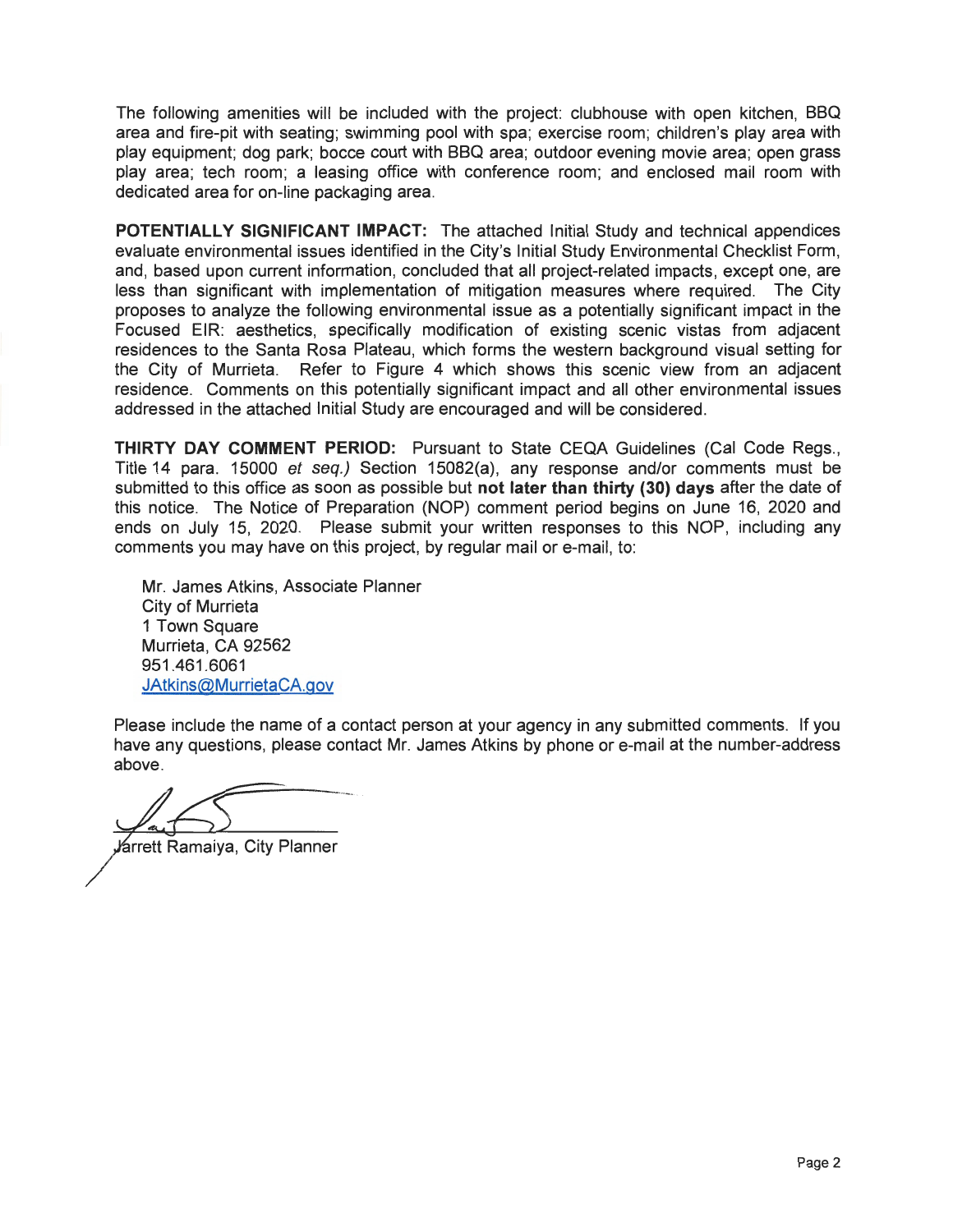The following amenities will be included with the project: clubhouse with open kitchen, BBQ area and fire-pit with seating; swimming pool with spa; exercise room; children's play area with play equipment; dog park; bocce court with BBQ area; outdoor evening movie area; open grass play area; tech room; a leasing office with conference room; and enclosed mail room with dedicated area for on-line packaging area.

**POTENTIALLY SIGNIFICANT IMPACT:** The attached Initial Study and technical appendices evaluate environmental issues identified in the City's Initial Study Environmental Checklist Form, and, based upon current information, concluded that all project-related impacts, except one, are less than significant with implementation of mitigation measures where required. The City proposes to analyze the following environmental issue as a potentially significant impact in the Focused EIR: aesthetics, specifically modification of existing scenic vistas from adjacent residences to the Santa Rosa Plateau, which forms the western background visual setting for the City of Murrieta. Refer to Figure 4 which shows this scenic view from an adjacent residence. Comments on this potentially significant impact and all other environmental issues addressed in the attached Initial Study are encouraged and will be considered.

**THIRTY DAY COMMENT PERIOD:** Pursuant to State CEQA Guidelines (Cal Code Regs., Title 14 para. 15000 *et seq.)* Section 15082(a), any response and/or comments must be submitted to this office as soon as possible but **not later than thirty (30) days** after the date of this notice. The Notice of Preparation (NOP) comment period begins on June 16, 2020 and ends on July 15, 2020. Please submit your written responses to this NOP, including any comments you may have on this project, by regular mail or e-mail, to:

Mr. James Atkins, Associate Planner
City of Murrieta
1 Town Square
Murrieta, CA 92562
951.461.6061
JAtkins@MurrietaCA.gov

Please include the name of a contact person at your agency in any submitted comments. If you have any questions, please contact Mr. James Atkins by phone or e-mail at the number-address above.

Jarrett Ramaiya, City Planner